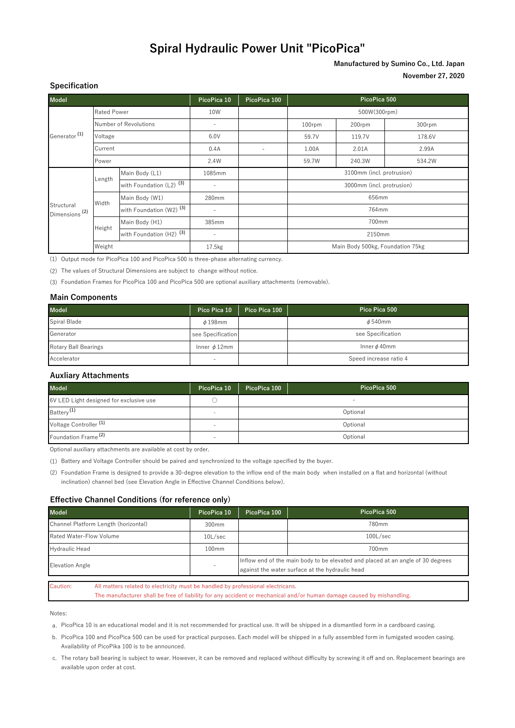# Spiral Hydraulic Power Unit "PicoPica"

**Manufactured by Sumino Co., Ltd. Japan**

**November 27, 2020**

## Specification

| Model | | | PicoPica 10 | PicoPica 100 | PicoPica 500 | | |
|---|---|---|---|---|---|---|---|
| Generator [1] | Rated Power | | 10W | | 500W(300rpm) | | |
| | Number of Revolutions | | - | | 100rpm | 200rpm | 300rpm |
| | Voltage | | 6.0V | | 59.7V | 119.7V | 178.6V |
| | Current | | 0.4A | - | 1.00A | 2.01A | 2.99A |
| | Power | | 2.4W | | 59.7W | 240.3W | 534.2W |
| Structural Dimensions [2] | Length | Main Body (L1) | 1085mm | | 3100mm (incl. protrusion) | | |
| | | with Foundation (L2) [3] | - | | 3000mm (incl. protrusion) | | |
| | Width | Main Body (W1) | 280mm | | 656mm | | |
| | | with Foundation (W2) [3] | - | | 764mm | | |
| | Height | Main Body (H1) | 385mm | | 700mm | | |
| | | with Foundation (H2) [3] | - | | 2150mm | | |
| | Weight | | 17.5kg | | Main Body 500kg, Foundation 75kg | | |

(1) Output mode for PicoPica 100 and PicoPica 500 is three-phase alternating currency.

(2) The values of Structural Dimensions are subject to change without notice.

(3) Foundation Frames for PicoPica 100 and PicoPica 500 are optional auxiliary attachments (removable).

## Main Components

| Model | Pico Pica 10 | Pico Pica 100 | Pico Pica 500 |
|---|---|---|---|
| Spiral Blade | $\phi$198mm | | $\phi$540mm |
| Generator | see Specification | | see Specification |
| Rotary Ball Bearings | Inner $\phi$12mm | | Inner $\phi$40mm |
| Accelerator | - | | Speed increase ratio 4 |

## Auxliary Attachments

| Model | PicoPica 10 | PicoPica 100 | PicoPica 500 |
|---|---|---|---|
| 6V LED Light designed for exclusive use | ○ | - | |
| Battery [1] | - | Optional | |
| Voltage Controller [1] | - | Optional | |
| Foundation Frame [2] | - | Optional | |

Optional auxiliary attachments are available at cost by order.

(1) Battery and Voltage Controller should be paired and synchronized to the voltage specified by the buyer.

(2) Foundation Frame is designed to provide a 30-degree elevation to the inflow end of the main body when installed on a flat and horizontal (without inclination) channel bed (see Elevation Angle in Effective Channel Conditions below).

## Effective Channel Conditions (for reference only)

| Model | PicoPica 10 | PicoPica 100 | PicoPica 500 |
|---|---|---|---|
| Channel Platform Length (horizontal) | 300mm | | 780mm |
| Rated Water-Flow Volume | 10L/sec | | 100L/sec |
| Hydraulic Head | 100mm | | 700mm |
| Elevation Angle | - | Inflow end of the main body to be elevated and placed at an angle of 30 degrees against the water surface at the hydraulic head | |

| Caution: | All matters related to electricity must be handled by professional electricans. The manufacturer shall be free of liability for any accident or mechanical and/or human damage caused by mishandling. |
|---|---|

Notes:

a. PicoPica 10 is an educational model and it is not recommended for practical use. It will be shipped in a dismantled form in a cardboard casing.

b. PicoPica 100 and PicoPica 500 can be used for practical purposes. Each model will be shipped in a fully assembled form in fumigated wooden casing. Availability of PicoPika 100 is to be announced.

c. The rotary ball bearing is subject to wear. However, it can be removed and replaced without difficulty by screwing it off and on. Replacement bearings are available upon order at cost.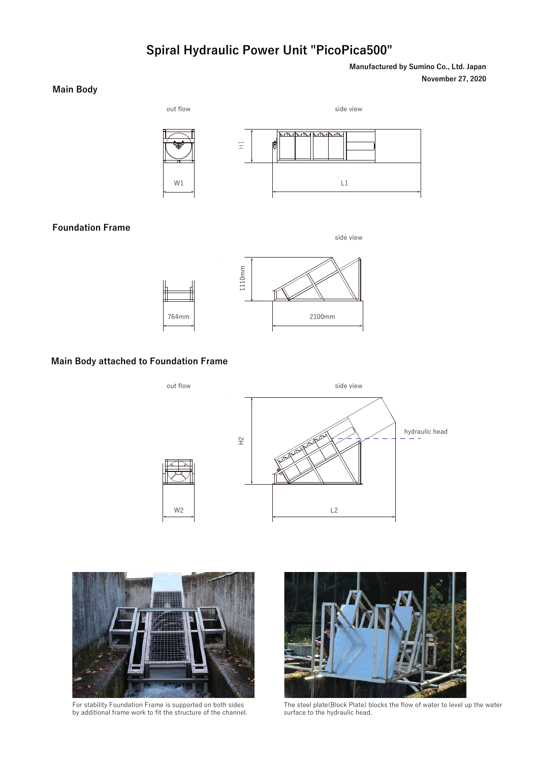# Spiral Hydraulic Power Unit "PicoPica500"

**Manufactured by Sumino Co., Ltd. Japan**
**November 27, 2020**

## Main Body

out flow

side view

H1

W1

L1

## Foundation Frame

side view

1110mm

764mm

2100mm

## Main Body attached to Foundation Frame

out flow

side view

hydraulic head

H2

W2

L2

For stability Foundation Frame is supported on both sides by additional frame work to fit the structure of the channel.

The steel plate(Block Plate) blocks the flow of water to level up the water surface to the hydraulic head.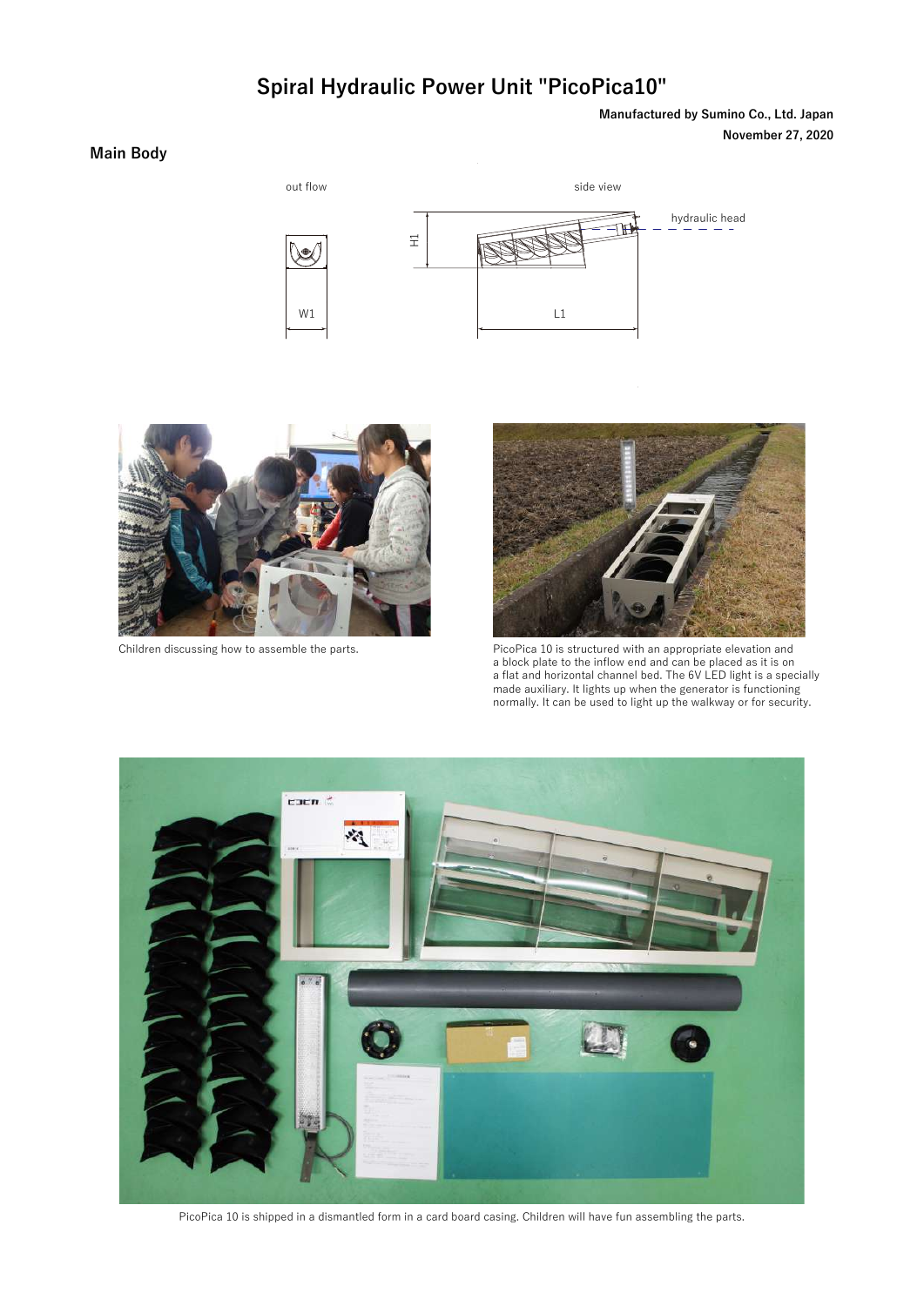# Spiral Hydraulic Power Unit "PicoPica10"

**Manufactured by Sumino Co., Ltd. Japan**

**November 27, 2020**

## Main Body

out flow

side view

hydraulic head

H1

W1

L1

Children discussing how to assemble the parts.

PicoPica 10 is structured with an appropriate elevation and a block plate to the inflow end and can be placed as it is on a flat and horizontal channel bed. The 6V LED light is a specially made auxiliary. It lights up when the generator is functioning normally. It can be used to light up the walkway or for security.

PicoPica 10 is shipped in a dismantled form in a card board casing. Children will have fun assembling the parts.